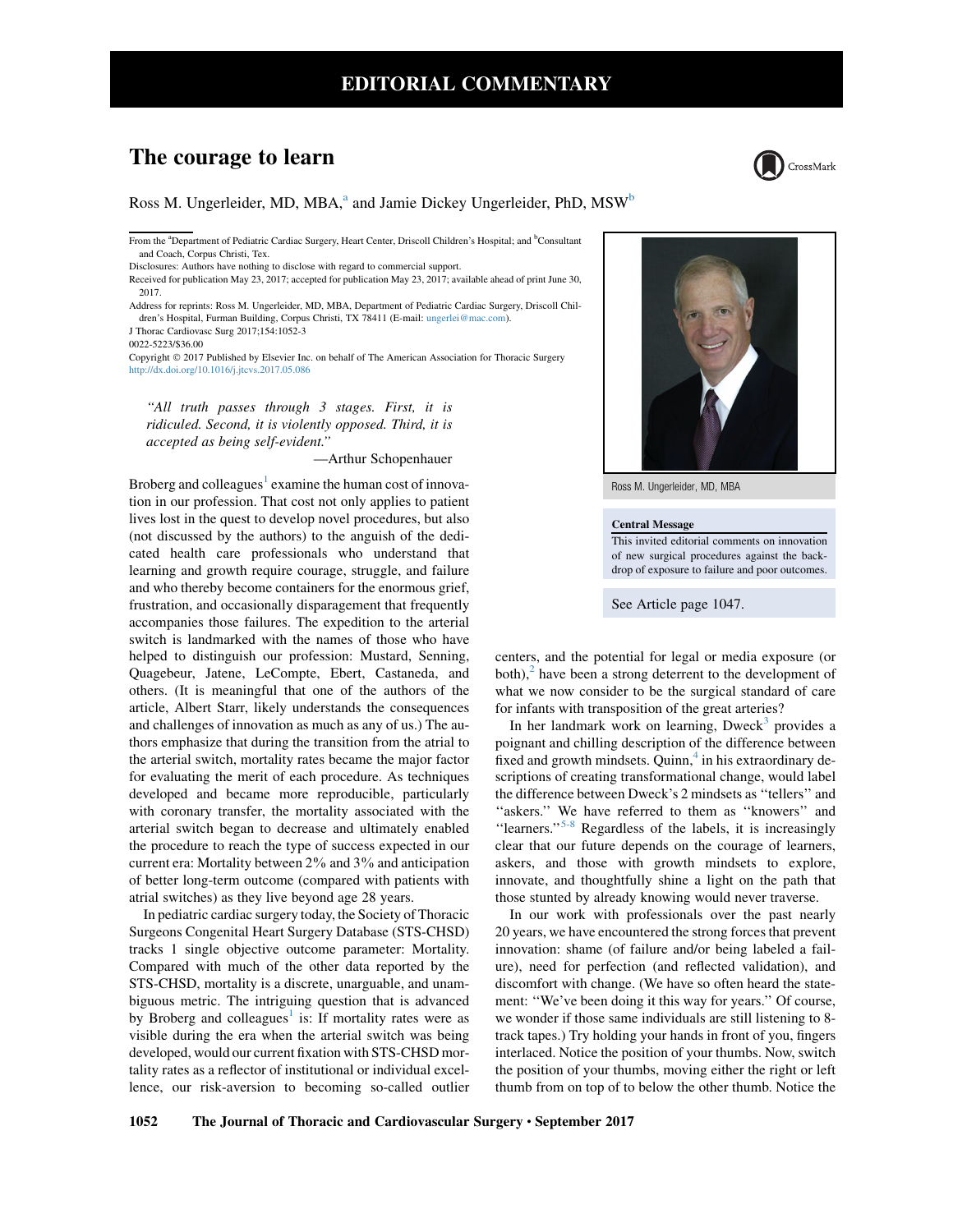EDITORIAL COMMENTARY

# The courage to learn

Ross M. Ungerleider, MD, MBA,[a] and Jamie Dickey Ungerleider, PhD, MSW[b]

From the [a]Department of Pediatric Cardiac Surgery, Heart Center, Driscoll Children's Hospital; and [b]Consultant and Coach, Corpus Christi, Tex.

Disclosures: Authors have nothing to disclose with regard to commercial support.

Received for publication May 23, 2017; accepted for publication May 23, 2017; available ahead of print June 30, 2017.

Address for reprints: Ross M. Ungerleider, MD, MBA, Department of Pediatric Cardiac Surgery, Driscoll Children's Hospital, Furman Building, Corpus Christi, TX 78411 (E-mail: ungerlei@mac.com).

J Thorac Cardiovasc Surg 2017;154:1052-3

0022-5223/$36.00

Copyright © 2017 Published by Elsevier Inc. on behalf of The American Association for Thoracic Surgery

http://dx.doi.org/10.1016/j.jtcvs.2017.05.086

Ross M. Ungerleider, MD, MBA

**Central Message**

This invited editorial comments on innovation of new surgical procedures against the backdrop of exposure to failure and poor outcomes.

See Article page 1047.

> *"All truth passes through 3 stages. First, it is ridiculed. Second, it is violently opposed. Third, it is accepted as being self-evident."*
>
> —Arthur Schopenhauer

Broberg and colleagues[1] examine the human cost of innovation in our profession. That cost not only applies to patient lives lost in the quest to develop novel procedures, but also (not discussed by the authors) to the anguish of the dedicated health care professionals who understand that learning and growth require courage, struggle, and failure and who thereby become containers for the enormous grief, frustration, and occasionally disparagement that frequently accompanies those failures. The expedition to the arterial switch is landmarked with the names of those who have helped to distinguish our profession: Mustard, Senning, Quagebeur, Jatene, LeCompte, Ebert, Castaneda, and others. (It is meaningful that one of the authors of the article, Albert Starr, likely understands the consequences and challenges of innovation as much as any of us.) The authors emphasize that during the transition from the atrial to the arterial switch, mortality rates became the major factor for evaluating the merit of each procedure. As techniques developed and became more reproducible, particularly with coronary transfer, the mortality associated with the arterial switch began to decrease and ultimately enabled the procedure to reach the type of success expected in our current era: Mortality between 2% and 3% and anticipation of better long-term outcome (compared with patients with atrial switches) as they live beyond age 28 years.

In pediatric cardiac surgery today, the Society of Thoracic Surgeons Congenital Heart Surgery Database (STS-CHSD) tracks 1 single objective outcome parameter: Mortality. Compared with much of the other data reported by the STS-CHSD, mortality is a discrete, unarguable, and unambiguous metric. The intriguing question that is advanced by Broberg and colleagues[1] is: If mortality rates were as visible during the era when the arterial switch was being developed, would our current fixation with STS-CHSD mortality rates as a reflector of institutional or individual excellence, our risk-aversion to becoming so-called outlier centers, and the potential for legal or media exposure (or both),[2] have been a strong deterrent to the development of what we now consider to be the surgical standard of care for infants with transposition of the great arteries?

In her landmark work on learning, Dweck[3] provides a poignant and chilling description of the difference between fixed and growth mindsets. Quinn,[4] in his extraordinary descriptions of creating transformational change, would label the difference between Dweck's 2 mindsets as "tellers" and "askers." We have referred to them as "knowers" and "learners."[5-8] Regardless of the labels, it is increasingly clear that our future depends on the courage of learners, askers, and those with growth mindsets to explore, innovate, and thoughtfully shine a light on the path that those stunted by already knowing would never traverse.

In our work with professionals over the past nearly 20 years, we have encountered the strong forces that prevent innovation: shame (of failure and/or being labeled a failure), need for perfection (and reflected validation), and discomfort with change. (We have so often heard the statement: "We've been doing it this way for years." Of course, we wonder if those same individuals are still listening to 8-track tapes.) Try holding your hands in front of you, fingers interlaced. Notice the position of your thumbs. Now, switch the position of your thumbs, moving either the right or left thumb from on top of to below the other thumb. Notice the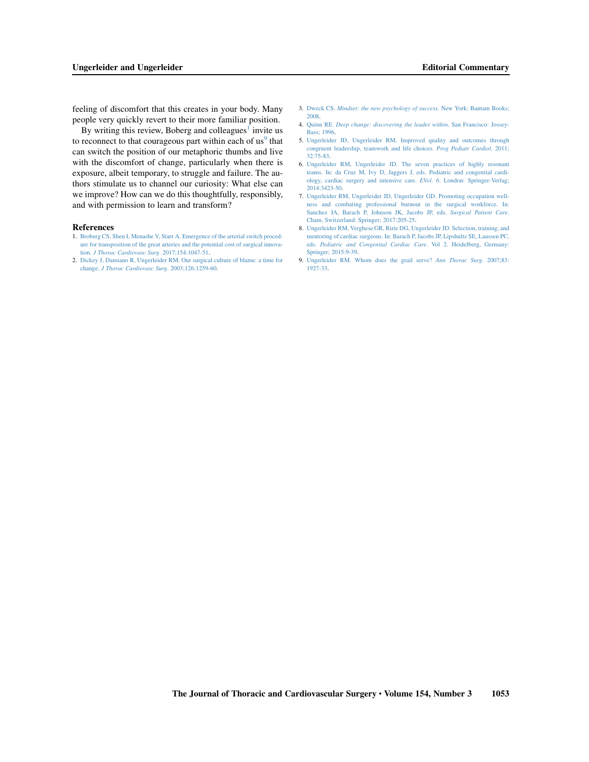feeling of discomfort that this creates in your body. Many people very quickly revert to their more familiar position.

By writing this review, Boberg and colleagues[1] invite us to reconnect to that courageous part within each of us[9] that can switch the position of our metaphoric thumbs and live with the discomfort of change, particularly when there is exposure, albeit temporary, to struggle and failure. The authors stimulate us to channel our curiosity: What else can we improve? How can we do this thoughtfully, responsibly, and with permission to learn and transform?

## References

1. Broberg CS, Shen I, Menashe V, Starr A. Emergence of the arterial switch procedure for transposition of the great arteries and the potential cost of surgical innovation. *J Thorac Cardiovasc Surg*. 2017;154:1047-51.
2. Dickey J, Damiano R, Ungerleider RM. Our surgical culture of blame: a time for change. *J Thorac Cardiovasc Surg*. 2003;126:1259-60.
3. Dweck CS. *Mindset: the new psychology of success*. New York: Bantam Books; 2008.
4. Quinn RE. *Deep change: discovering the leader within*. San Francisco: Jossey-Bass; 1996.
5. Ungerleider JD, Ungerleider RM. Improved quality and outcomes through congruent leadership, teamwork and life choices. *Prog Pediatr Cardiol*. 2011; 32:75-83.
6. Ungerleider RM, Ungerleider JD. The seven practices of highly resonant teams. In: da Cruz M, Ivy D, Jaggers J, eds. Pediatric and congenital cardiology, cardiac surgery and intensive care. *EVol. 6*. London: Springer-Verlag; 2014:3423-50.
7. Ungerleider RM, Ungerleider JD, Ungerleider GD. Promoting occupation wellness and combating professional burnout in the surgical workforce. In: Sanchez JA, Barach P, Johnson JK, Jacobs JP, eds. *Surgical Patient Care*. Cham, Switzerland: Springer; 2017:205-25.
8. Ungerleider RM, Verghese GR, Ririe DG, Ungerleider JD. Selection, training, and mentoring of cardiac surgeons. In: Barach P, Jacobs JP, Lipshultz SE, Laussen PC, eds. *Pediatric and Congenital Cardiac Care*. Vol 2. Heidelberg, Germany: Springer; 2015:9-39.
9. Ungerleider RM. Whom does the grail serve? *Ann Thorac Surg*. 2007;83: 1927-33.